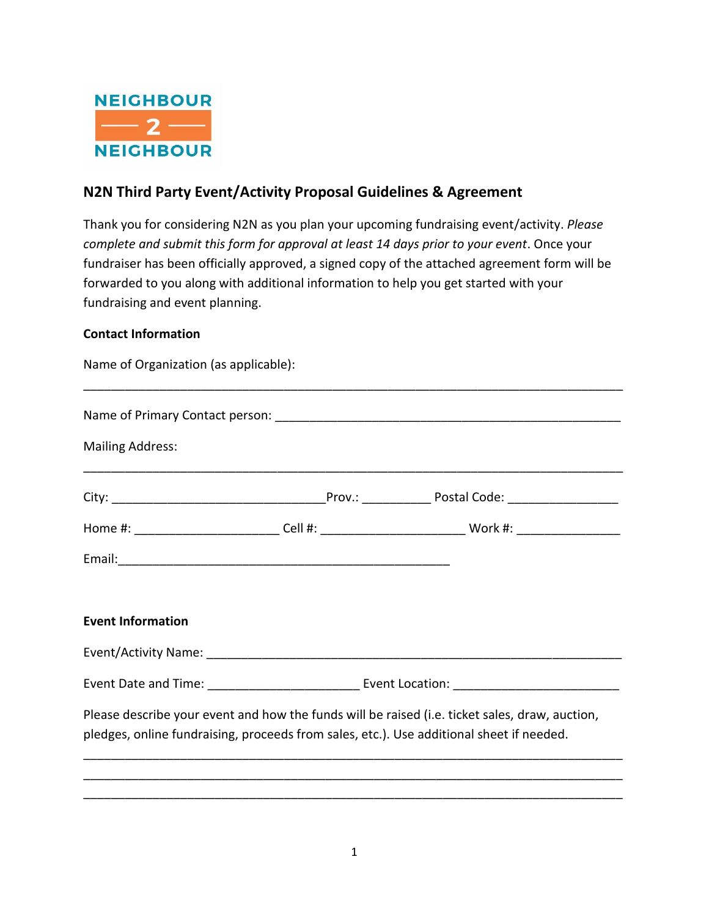NEIGHBOUR
2
NEIGHBOUR

## N2N Third Party Event/Activity Proposal Guidelines & Agreement

Thank you for considering N2N as you plan your upcoming fundraising event/activity. *Please complete and submit this form for approval at least 14 days prior to your event*. Once your fundraiser has been officially approved, a signed copy of the attached agreement form will be forwarded to you along with additional information to help you get started with your fundraising and event planning.

**Contact Information**

Name of Organization (as applicable):

_______________________________________________________________________________

Name of Primary Contact person: ______________________________________________

Mailing Address:

_______________________________________________________________________________

City: ______________________________Prov.: __________ Postal Code: ________________

Home #: ____________________ Cell #: ____________________ Work #: ______________

Email:_______________________________________________

**Event Information**

Event/Activity Name: ___________________________________________________________

Event Date and Time: _____________________ Event Location: _______________________

Please describe your event and how the funds will be raised (i.e. ticket sales, draw, auction, pledges, online fundraising, proceeds from sales, etc.). Use additional sheet if needed.

_______________________________________________________________________________

_______________________________________________________________________________

_______________________________________________________________________________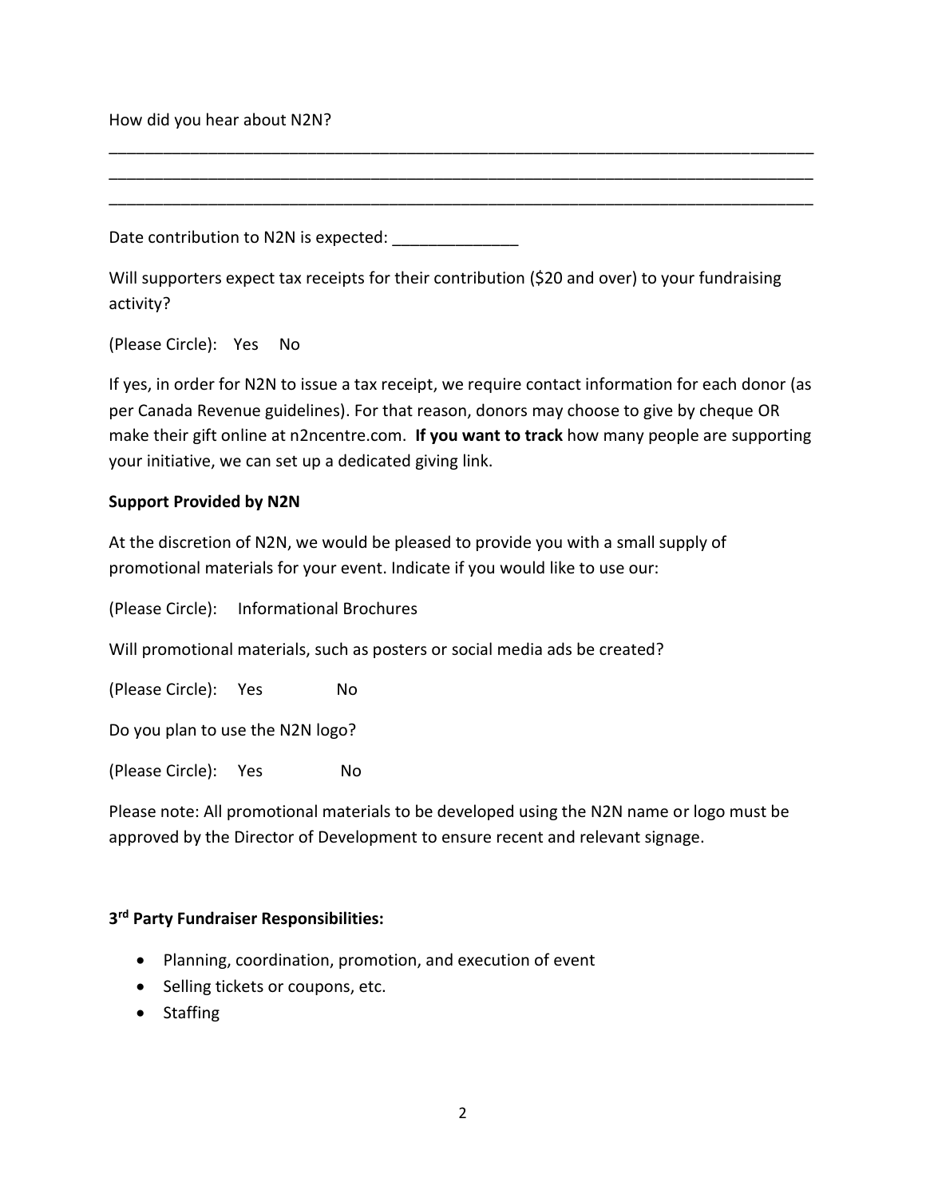How did you hear about N2N?

________________________________________________________________________________
________________________________________________________________________________
________________________________________________________________________________

Date contribution to N2N is expected: ______________

Will supporters expect tax receipts for their contribution ($20 and over) to your fundraising activity?

(Please Circle): Yes No

If yes, in order for N2N to issue a tax receipt, we require contact information for each donor (as per Canada Revenue guidelines). For that reason, donors may choose to give by cheque OR make their gift online at n2ncentre.com. **If you want to track** how many people are supporting your initiative, we can set up a dedicated giving link.

**Support Provided by N2N**

At the discretion of N2N, we would be pleased to provide you with a small supply of promotional materials for your event. Indicate if you would like to use our:

(Please Circle): Informational Brochures

Will promotional materials, such as posters or social media ads be created?

(Please Circle): Yes No

Do you plan to use the N2N logo?

(Please Circle): Yes No

Please note: All promotional materials to be developed using the N2N name or logo must be approved by the Director of Development to ensure recent and relevant signage.

**3rd Party Fundraiser Responsibilities:**

- Planning, coordination, promotion, and execution of event
- Selling tickets or coupons, etc.
- Staffing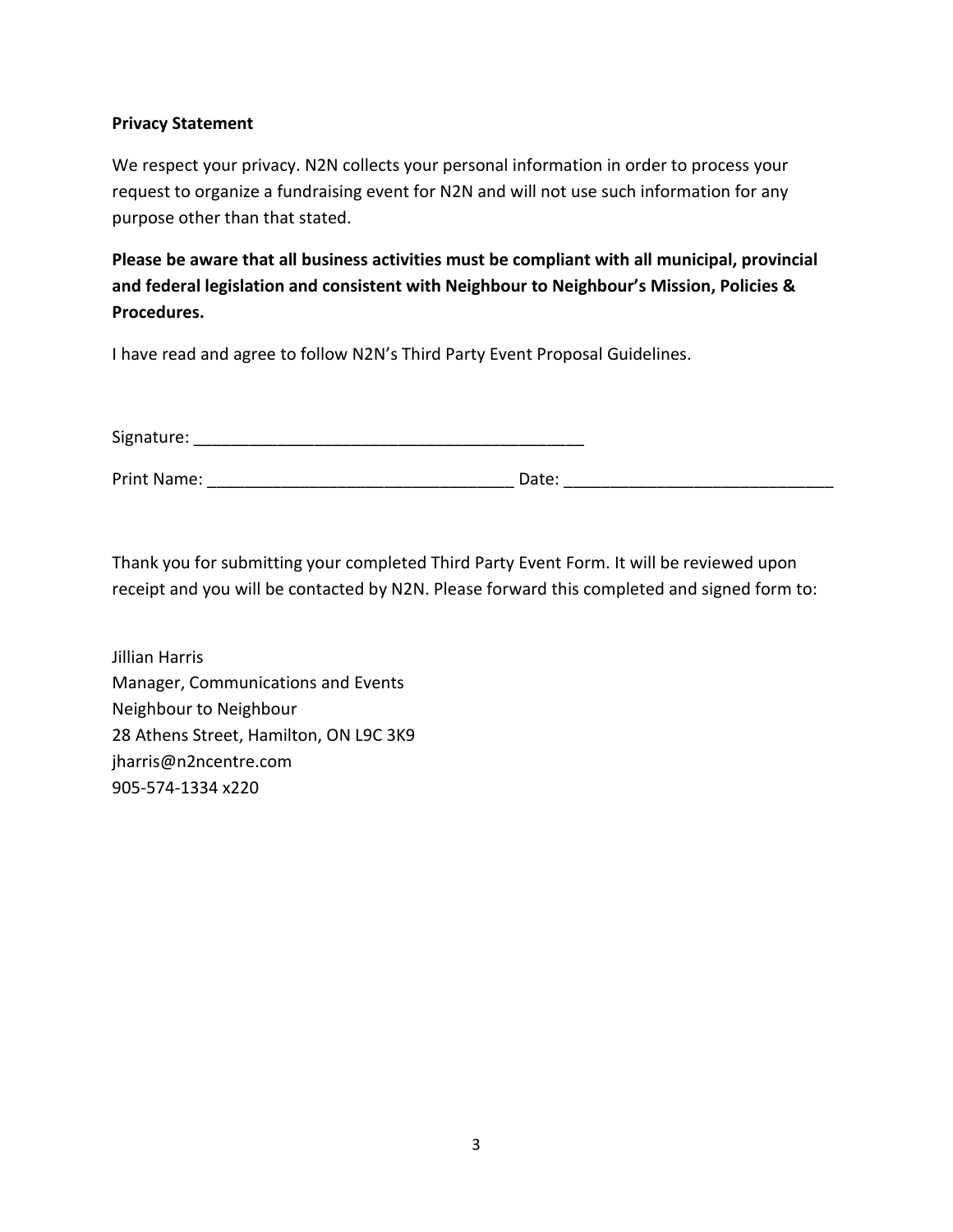**Privacy Statement**

We respect your privacy. N2N collects your personal information in order to process your request to organize a fundraising event for N2N and will not use such information for any purpose other than that stated.

**Please be aware that all business activities must be compliant with all municipal, provincial and federal legislation and consistent with Neighbour to Neighbour's Mission, Policies & Procedures.**

I have read and agree to follow N2N's Third Party Event Proposal Guidelines.

Signature: ___________________________________________

Print Name: _________________________________ Date: _____________________________

Thank you for submitting your completed Third Party Event Form. It will be reviewed upon receipt and you will be contacted by N2N. Please forward this completed and signed form to:

Jillian Harris
Manager, Communications and Events
Neighbour to Neighbour
28 Athens Street, Hamilton, ON L9C 3K9
jharris@n2ncentre.com
905-574-1334 x220